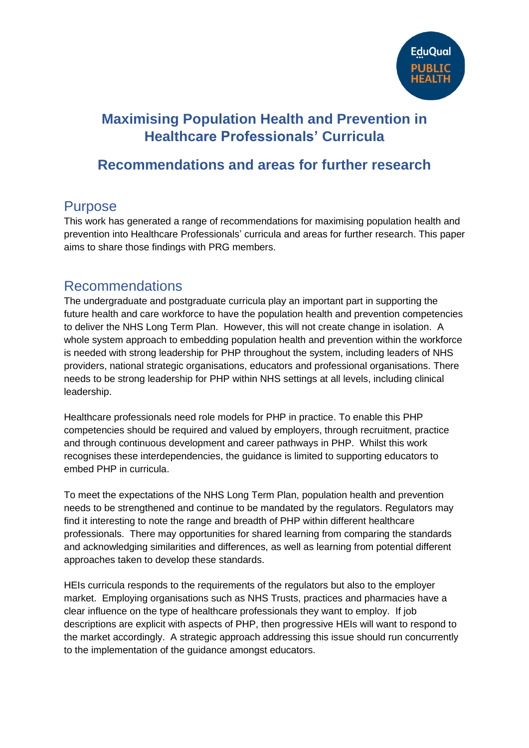# Maximising Population Health and Prevention in Healthcare Professionals' Curricula

## Recommendations and areas for further research

## Purpose

This work has generated a range of recommendations for maximising population health and prevention into Healthcare Professionals' curricula and areas for further research. This paper aims to share those findings with PRG members.

## Recommendations

The undergraduate and postgraduate curricula play an important part in supporting the future health and care workforce to have the population health and prevention competencies to deliver the NHS Long Term Plan. However, this will not create change in isolation. A whole system approach to embedding population health and prevention within the workforce is needed with strong leadership for PHP throughout the system, including leaders of NHS providers, national strategic organisations, educators and professional organisations. There needs to be strong leadership for PHP within NHS settings at all levels, including clinical leadership.

Healthcare professionals need role models for PHP in practice. To enable this PHP competencies should be required and valued by employers, through recruitment, practice and through continuous development and career pathways in PHP. Whilst this work recognises these interdependencies, the guidance is limited to supporting educators to embed PHP in curricula.

To meet the expectations of the NHS Long Term Plan, population health and prevention needs to be strengthened and continue to be mandated by the regulators. Regulators may find it interesting to note the range and breadth of PHP within different healthcare professionals. There may opportunities for shared learning from comparing the standards and acknowledging similarities and differences, as well as learning from potential different approaches taken to develop these standards.

HEIs curricula responds to the requirements of the regulators but also to the employer market. Employing organisations such as NHS Trusts, practices and pharmacies have a clear influence on the type of healthcare professionals they want to employ. If job descriptions are explicit with aspects of PHP, then progressive HEIs will want to respond to the market accordingly. A strategic approach addressing this issue should run concurrently to the implementation of the guidance amongst educators.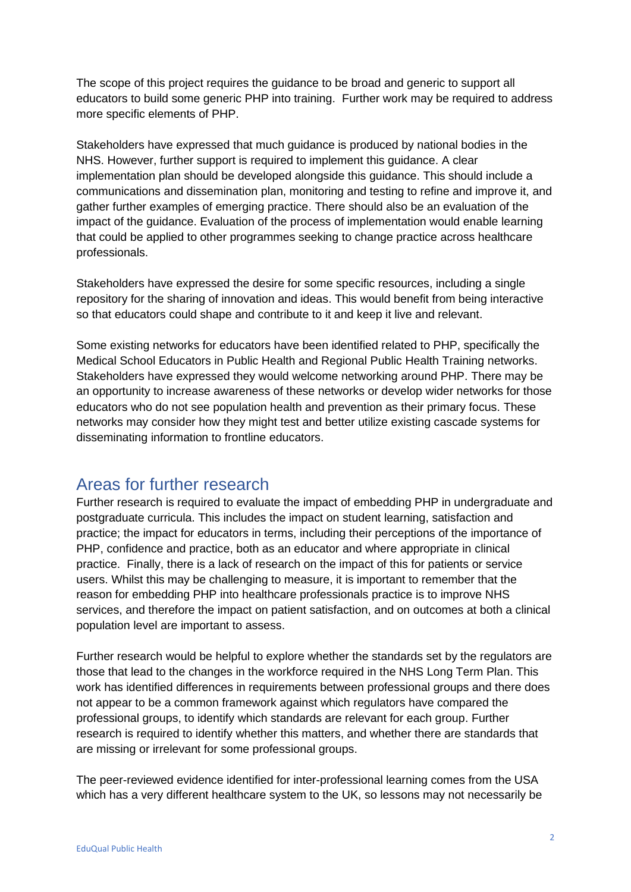The scope of this project requires the guidance to be broad and generic to support all educators to build some generic PHP into training. Further work may be required to address more specific elements of PHP.

Stakeholders have expressed that much guidance is produced by national bodies in the NHS. However, further support is required to implement this guidance. A clear implementation plan should be developed alongside this guidance. This should include a communications and dissemination plan, monitoring and testing to refine and improve it, and gather further examples of emerging practice. There should also be an evaluation of the impact of the guidance. Evaluation of the process of implementation would enable learning that could be applied to other programmes seeking to change practice across healthcare professionals.

Stakeholders have expressed the desire for some specific resources, including a single repository for the sharing of innovation and ideas. This would benefit from being interactive so that educators could shape and contribute to it and keep it live and relevant.

Some existing networks for educators have been identified related to PHP, specifically the Medical School Educators in Public Health and Regional Public Health Training networks. Stakeholders have expressed they would welcome networking around PHP. There may be an opportunity to increase awareness of these networks or develop wider networks for those educators who do not see population health and prevention as their primary focus. These networks may consider how they might test and better utilize existing cascade systems for disseminating information to frontline educators.

## Areas for further research

Further research is required to evaluate the impact of embedding PHP in undergraduate and postgraduate curricula. This includes the impact on student learning, satisfaction and practice; the impact for educators in terms, including their perceptions of the importance of PHP, confidence and practice, both as an educator and where appropriate in clinical practice. Finally, there is a lack of research on the impact of this for patients or service users. Whilst this may be challenging to measure, it is important to remember that the reason for embedding PHP into healthcare professionals practice is to improve NHS services, and therefore the impact on patient satisfaction, and on outcomes at both a clinical population level are important to assess.

Further research would be helpful to explore whether the standards set by the regulators are those that lead to the changes in the workforce required in the NHS Long Term Plan. This work has identified differences in requirements between professional groups and there does not appear to be a common framework against which regulators have compared the professional groups, to identify which standards are relevant for each group. Further research is required to identify whether this matters, and whether there are standards that are missing or irrelevant for some professional groups.

The peer-reviewed evidence identified for inter-professional learning comes from the USA which has a very different healthcare system to the UK, so lessons may not necessarily be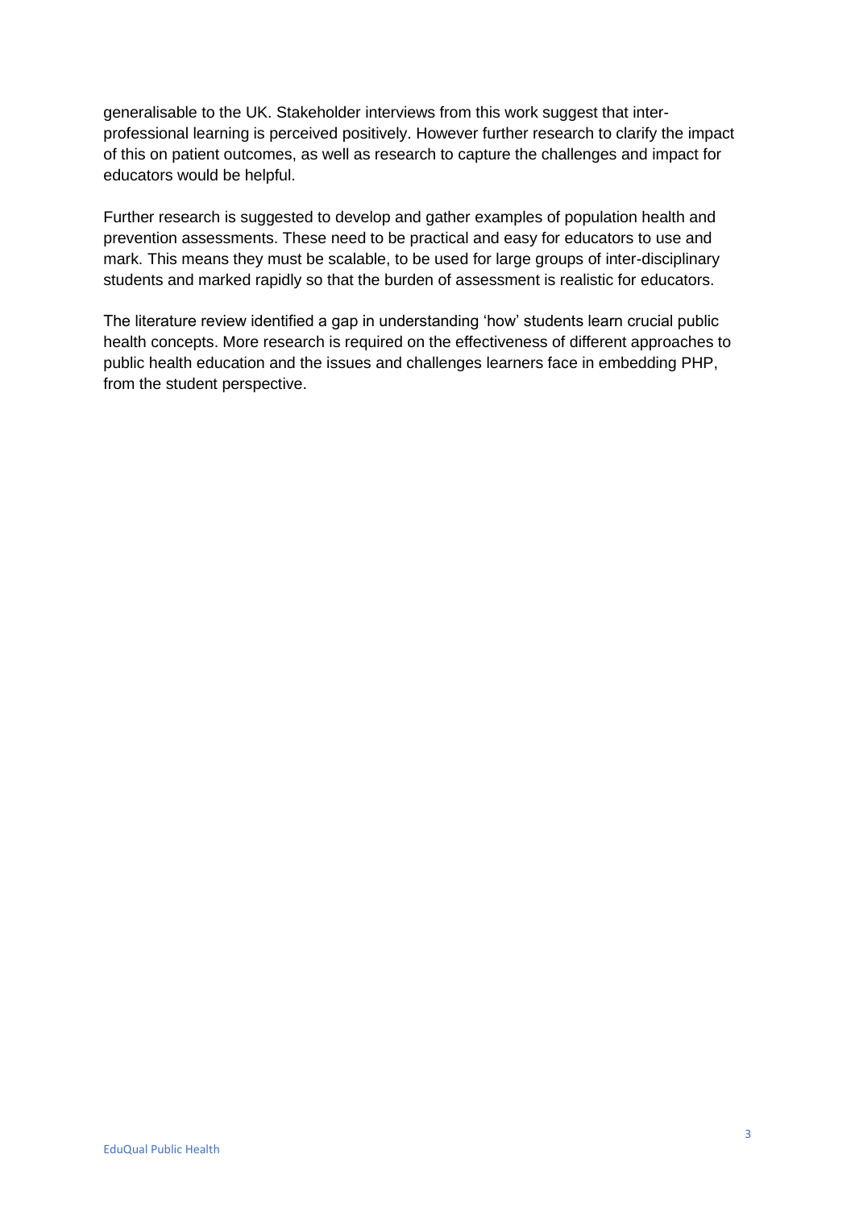generalisable to the UK. Stakeholder interviews from this work suggest that inter-professional learning is perceived positively. However further research to clarify the impact of this on patient outcomes, as well as research to capture the challenges and impact for educators would be helpful.

Further research is suggested to develop and gather examples of population health and prevention assessments. These need to be practical and easy for educators to use and mark. This means they must be scalable, to be used for large groups of inter-disciplinary students and marked rapidly so that the burden of assessment is realistic for educators.

The literature review identified a gap in understanding 'how' students learn crucial public health concepts. More research is required on the effectiveness of different approaches to public health education and the issues and challenges learners face in embedding PHP, from the student perspective.